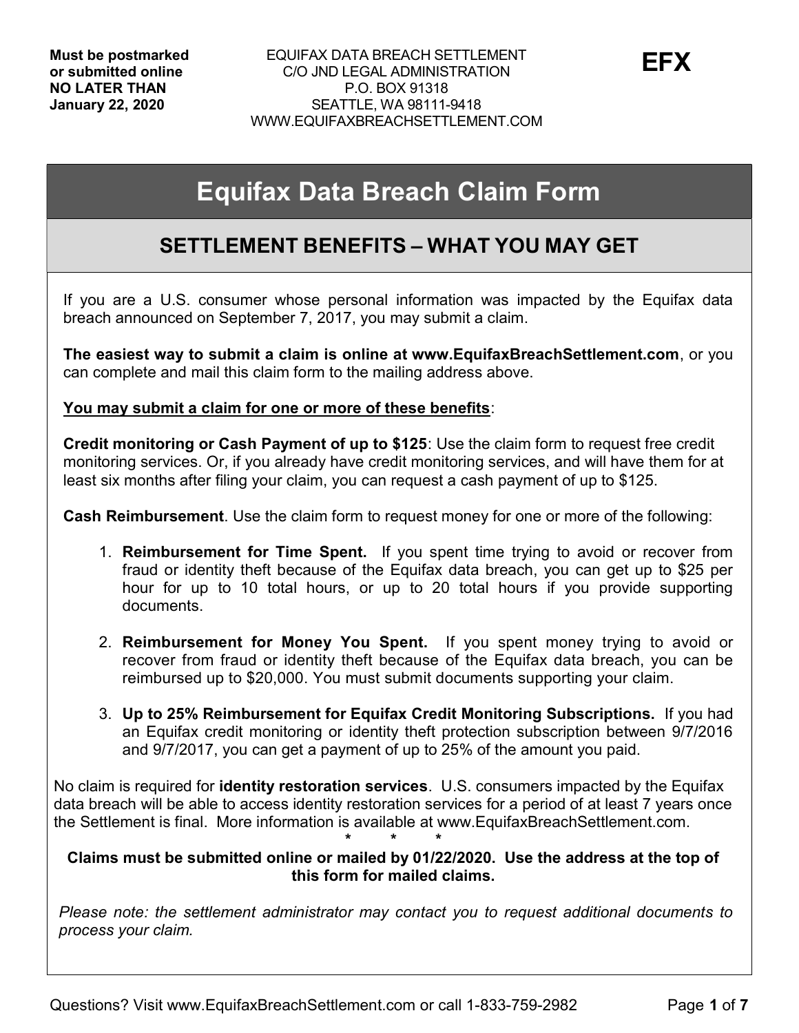**Must be postmarked or submitted online NO LATER THAN January 22, 2020**

EQUIFAX DATA BREACH SETTLEMENT
C/O JND LEGAL ADMINISTRATION
P.O. BOX 91318
SEATTLE, WA 98111-9418
WWW.EQUIFAXBREACHSETTLEMENT.COM

**EFX**

# Equifax Data Breach Claim Form

## SETTLEMENT BENEFITS – WHAT YOU MAY GET

If you are a U.S. consumer whose personal information was impacted by the Equifax data breach announced on September 7, 2017, you may submit a claim.

**The easiest way to submit a claim is online at www.EquifaxBreachSettlement.com**, or you can complete and mail this claim form to the mailing address above.

**<u>You may submit a claim for one or more of these benefits</u>**:

**Credit monitoring or Cash Payment of up to $125**: Use the claim form to request free credit monitoring services. Or, if you already have credit monitoring services, and will have them for at least six months after filing your claim, you can request a cash payment of up to $125.

**Cash Reimbursement**. Use the claim form to request money for one or more of the following:

1. **Reimbursement for Time Spent.** If you spent time trying to avoid or recover from fraud or identity theft because of the Equifax data breach, you can get up to $25 per hour for up to 10 total hours, or up to 20 total hours if you provide supporting documents.

2. **Reimbursement for Money You Spent.** If you spent money trying to avoid or recover from fraud or identity theft because of the Equifax data breach, you can be reimbursed up to $20,000. You must submit documents supporting your claim.

3. **Up to 25% Reimbursement for Equifax Credit Monitoring Subscriptions.** If you had an Equifax credit monitoring or identity theft protection subscription between 9/7/2016 and 9/7/2017, you can get a payment of up to 25% of the amount you paid.

No claim is required for **identity restoration services**. U.S. consumers impacted by the Equifax data breach will be able to access identity restoration services for a period of at least 7 years once the Settlement is final. More information is available at www.EquifaxBreachSettlement.com.

\* \* \*

**Claims must be submitted online or mailed by 01/22/2020. Use the address at the top of this form for mailed claims.**

*Please note: the settlement administrator may contact you to request additional documents to process your claim.*

Questions? Visit www.EquifaxBreachSettlement.com or call 1-833-759-2982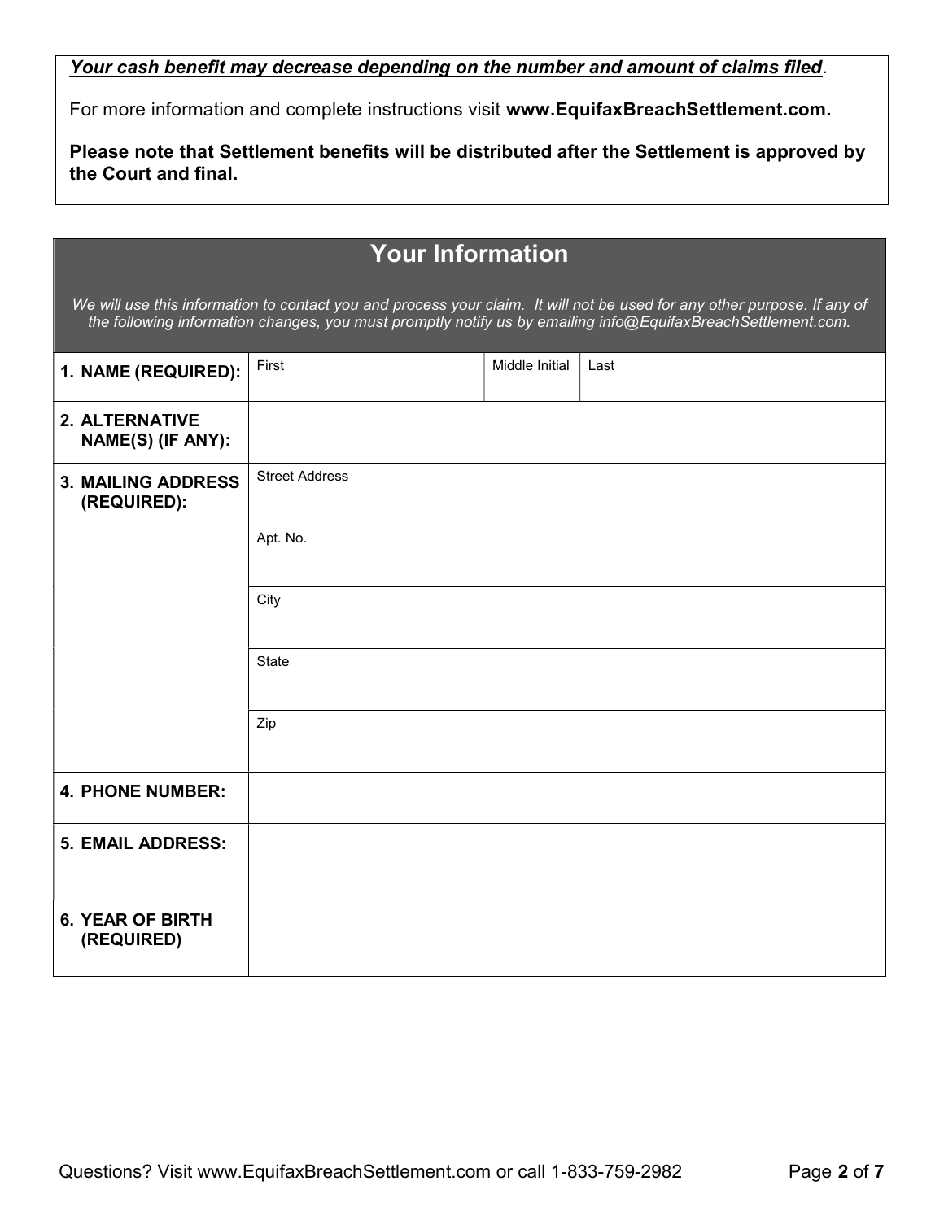***Your cash benefit may decrease depending on the number and amount of claims filed***.

For more information and complete instructions visit **www.EquifaxBreachSettlement.com.**

**Please note that Settlement benefits will be distributed after the Settlement is approved by the Court and final.**

## Your Information

*We will use this information to contact you and process your claim. It will not be used for any other purpose. If any of the following information changes, you must promptly notify us by emailing info@EquifaxBreachSettlement.com.*

| | | | |
|---|---|---|---|
| **1. NAME (REQUIRED):** | First | Middle Initial | Last |
| **2. ALTERNATIVE NAME(S) (IF ANY):** | | | |
| **3. MAILING ADDRESS (REQUIRED):** | Street Address | | |
| | Apt. No. | | |
| | City | | |
| | State | | |
| | Zip | | |
| **4. PHONE NUMBER:** | | | |
| **5. EMAIL ADDRESS:** | | | |
| **6. YEAR OF BIRTH (REQUIRED)** | | | |

Questions? Visit www.EquifaxBreachSettlement.com or call 1-833-759-2982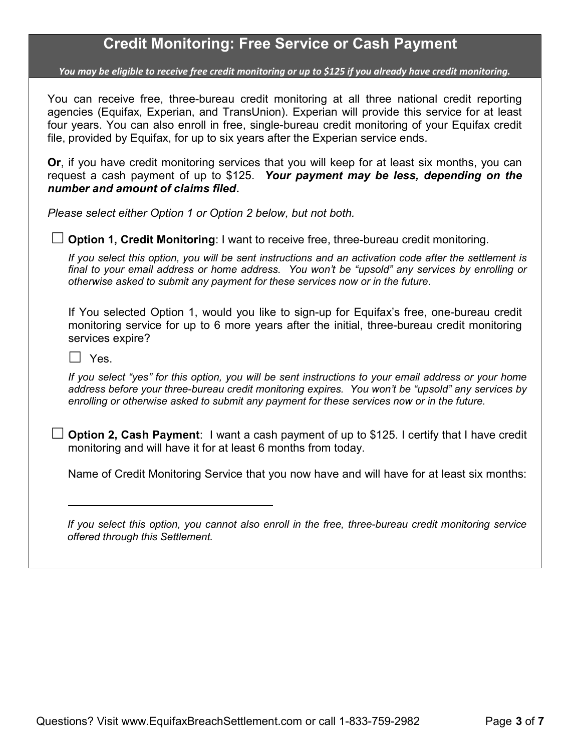## Credit Monitoring: Free Service or Cash Payment

***You may be eligible to receive free credit monitoring or up to $125 if you already have credit monitoring.***

You can receive free, three-bureau credit monitoring at all three national credit reporting agencies (Equifax, Experian, and TransUnion). Experian will provide this service for at least four years. You can also enroll in free, single-bureau credit monitoring of your Equifax credit file, provided by Equifax, for up to six years after the Experian service ends.

**Or**, if you have credit monitoring services that you will keep for at least six months, you can request a cash payment of up to $125. ***Your payment may be less, depending on the number and amount of claims filed*.**

*Please select either Option 1 or Option 2 below, but not both.*

☐ **Option 1, Credit Monitoring**: I want to receive free, three-bureau credit monitoring.

*If you select this option, you will be sent instructions and an activation code after the settlement is final to your email address or home address. You won't be "upsold" any services by enrolling or otherwise asked to submit any payment for these services now or in the future*.

If You selected Option 1, would you like to sign-up for Equifax's free, one-bureau credit monitoring service for up to 6 more years after the initial, three-bureau credit monitoring services expire?

☐ Yes.

*If you select "yes" for this option, you will be sent instructions to your email address or your home address before your three-bureau credit monitoring expires. You won't be "upsold" any services by enrolling or otherwise asked to submit any payment for these services now or in the future.*

☐ **Option 2, Cash Payment**: I want a cash payment of up to $125. I certify that I have credit monitoring and will have it for at least 6 months from today.

Name of Credit Monitoring Service that you now have and will have for at least six months:

\_\_\_\_\_\_\_\_\_\_\_\_\_\_\_\_\_\_\_\_\_\_\_\_\_\_\_\_\_\_\_\_\_\_\_\_

*If you select this option, you cannot also enroll in the free, three-bureau credit monitoring service offered through this Settlement.*

Questions? Visit www.EquifaxBreachSettlement.com or call 1-833-759-2982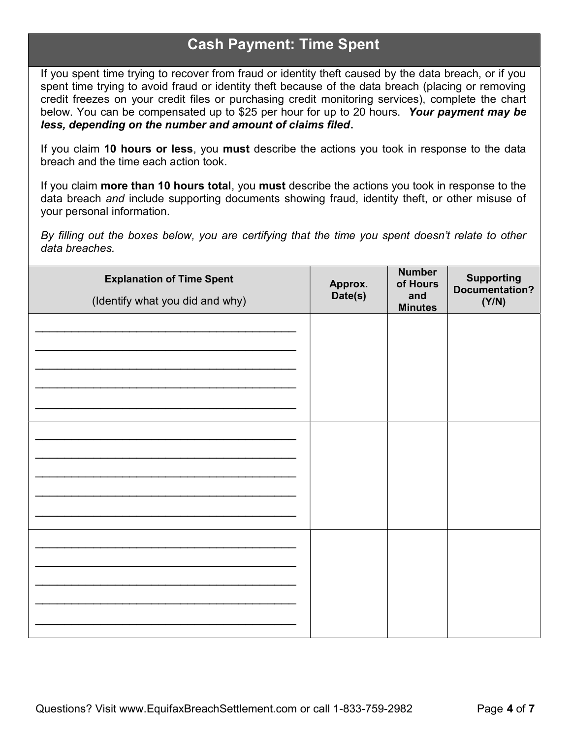## Cash Payment: Time Spent

If you spent time trying to recover from fraud or identity theft caused by the data breach, or if you spent time trying to avoid fraud or identity theft because of the data breach (placing or removing credit freezes on your credit files or purchasing credit monitoring services), complete the chart below. You can be compensated up to $25 per hour for up to 20 hours. ***Your payment may be less, depending on the number and amount of claims filed*.**

If you claim **10 hours or less**, you **must** describe the actions you took in response to the data breach and the time each action took.

If you claim **more than 10 hours total**, you **must** describe the actions you took in response to the data breach *and* include supporting documents showing fraud, identity theft, or other misuse of your personal information.

*By filling out the boxes below, you are certifying that the time you spent doesn't relate to other data breaches.*

| **Explanation of Time Spent** (Identify what you did and why) | **Approx. Date(s)** | **Number of Hours and Minutes** | **Supporting Documentation? (Y/N)** |
|---|---|---|---|
| ____________________________________________ ____________________________________________ ____________________________________________ ____________________________________________ ____________________________________________ | | | |
| ____________________________________________ ____________________________________________ ____________________________________________ ____________________________________________ ____________________________________________ | | | |
| ____________________________________________ ____________________________________________ ____________________________________________ ____________________________________________ ____________________________________________ | | | |

Questions? Visit www.EquifaxBreachSettlement.com or call 1-833-759-2982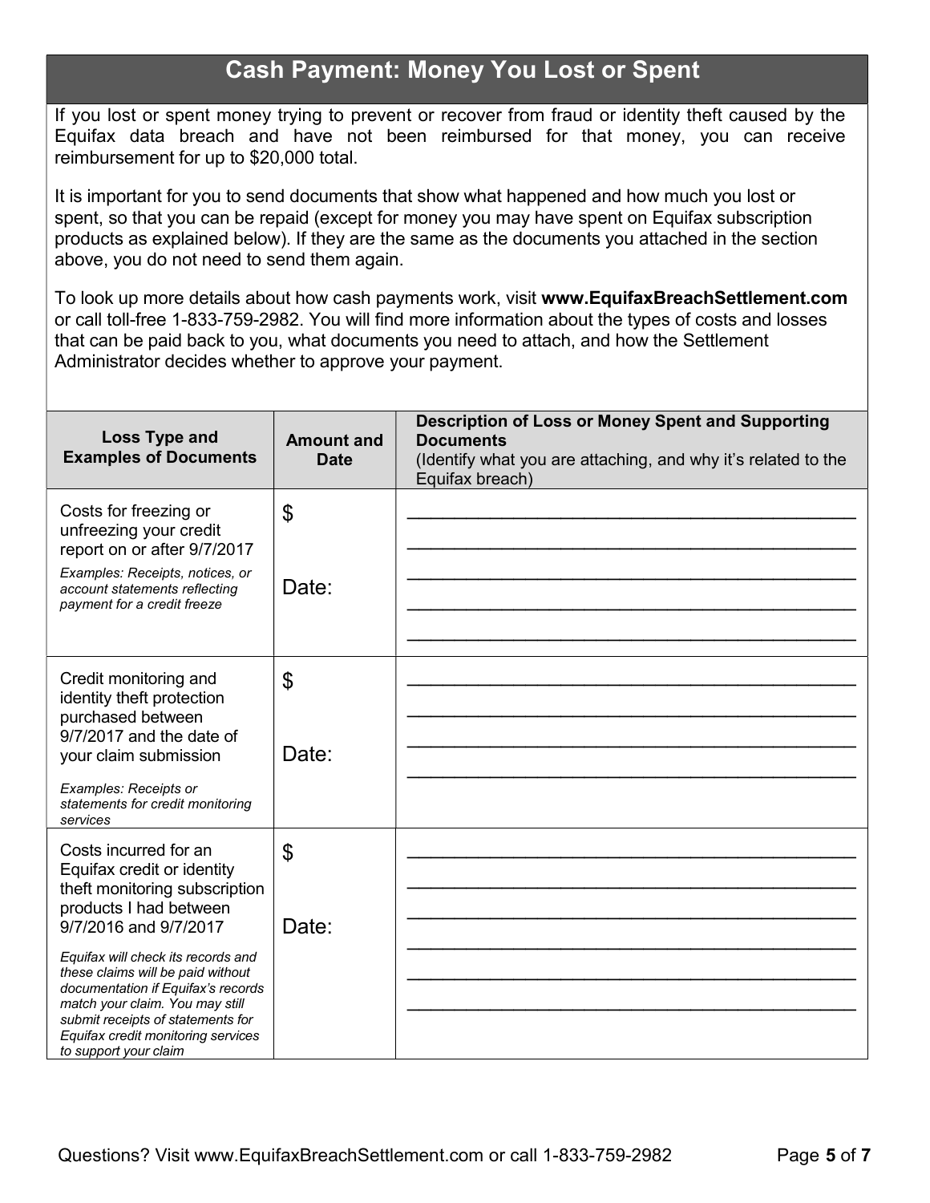## Cash Payment: Money You Lost or Spent

If you lost or spent money trying to prevent or recover from fraud or identity theft caused by the Equifax data breach and have not been reimbursed for that money, you can receive reimbursement for up to $20,000 total.

It is important for you to send documents that show what happened and how much you lost or spent, so that you can be repaid (except for money you may have spent on Equifax subscription products as explained below). If they are the same as the documents you attached in the section above, you do not need to send them again.

To look up more details about how cash payments work, visit **www.EquifaxBreachSettlement.com** or call toll-free 1-833-759-2982. You will find more information about the types of costs and losses that can be paid back to you, what documents you need to attach, and how the Settlement Administrator decides whether to approve your payment.

| Loss Type and Examples of Documents | Amount and Date | Description of Loss or Money Spent and Supporting Documents (Identify what you are attaching, and why it's related to the Equifax breach) |
|---|---|---|
| Costs for freezing or unfreezing your credit report on or after 9/7/2017<br>*Examples: Receipts, notices, or account statements reflecting payment for a credit freeze* | $<br><br>Date: | ______________________________<br>______________________________<br>______________________________<br>______________________________<br>______________________________ |
| Credit monitoring and identity theft protection purchased between 9/7/2017 and the date of your claim submission<br>*Examples: Receipts or statements for credit monitoring services* | $<br><br>Date: | ______________________________<br>______________________________<br>______________________________<br>______________________________ |
| Costs incurred for an Equifax credit or identity theft monitoring subscription products I had between 9/7/2016 and 9/7/2017<br>*Equifax will check its records and these claims will be paid without documentation if Equifax's records match your claim. You may still submit receipts of statements for Equifax credit monitoring services to support your claim* | $<br><br>Date: | ______________________________<br>______________________________<br>______________________________<br>______________________________<br>______________________________<br>______________________________ |

Questions? Visit www.EquifaxBreachSettlement.com or call 1-833-759-2982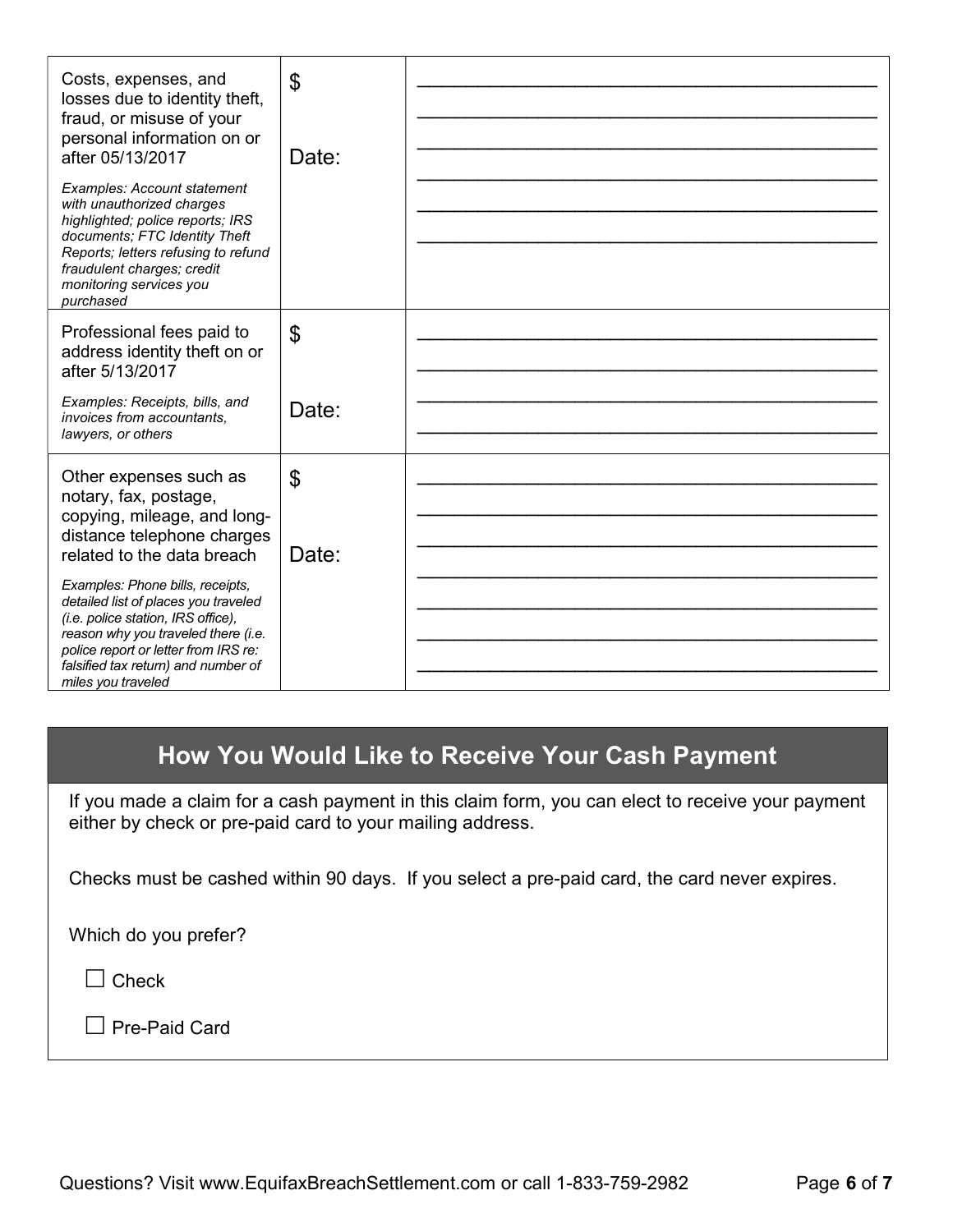| | | |
|---|---|---|
| Costs, expenses, and losses due to identity theft, fraud, or misuse of your personal information on or after 05/13/2017<br><br>*Examples: Account statement with unauthorized charges highlighted; police reports; IRS documents; FTC Identity Theft Reports; letters refusing to refund fraudulent charges; credit monitoring services you purchased* | $<br><br>Date: | ______________________________<br>______________________________<br>______________________________<br>______________________________<br>______________________________<br>______________________________ |
| Professional fees paid to address identity theft on or after 5/13/2017<br><br>*Examples: Receipts, bills, and invoices from accountants, lawyers, or others* | $<br><br>Date: | ______________________________<br>______________________________<br>______________________________<br>______________________________ |
| Other expenses such as notary, fax, postage, copying, mileage, and long-distance telephone charges related to the data breach<br><br>*Examples: Phone bills, receipts, detailed list of places you traveled (i.e. police station, IRS office), reason why you traveled there (i.e. police report or letter from IRS re: falsified tax return) and number of miles you traveled* | $<br><br>Date: | ______________________________<br>______________________________<br>______________________________<br>______________________________<br>______________________________<br>______________________________<br>______________________________ |

## How You Would Like to Receive Your Cash Payment

If you made a claim for a cash payment in this claim form, you can elect to receive your payment either by check or pre-paid card to your mailing address.

Checks must be cashed within 90 days. If you select a pre-paid card, the card never expires.

Which do you prefer?

☐ Check

☐ Pre-Paid Card

Questions? Visit www.EquifaxBreachSettlement.com or call 1-833-759-2982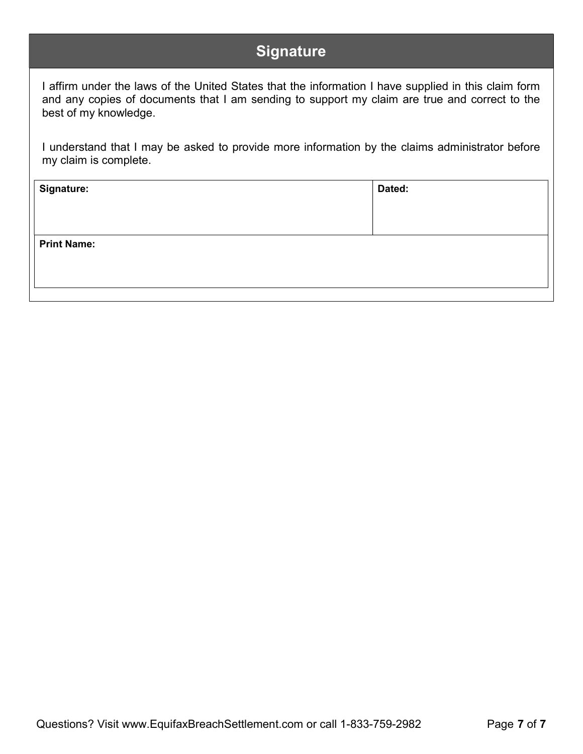## Signature

I affirm under the laws of the United States that the information I have supplied in this claim form and any copies of documents that I am sending to support my claim are true and correct to the best of my knowledge.

I understand that I may be asked to provide more information by the claims administrator before my claim is complete.

| | |
|---|---|
| **Signature:** | **Dated:** |
| **Print Name:** | |

Questions? Visit www.EquifaxBreachSettlement.com or call 1-833-759-2982